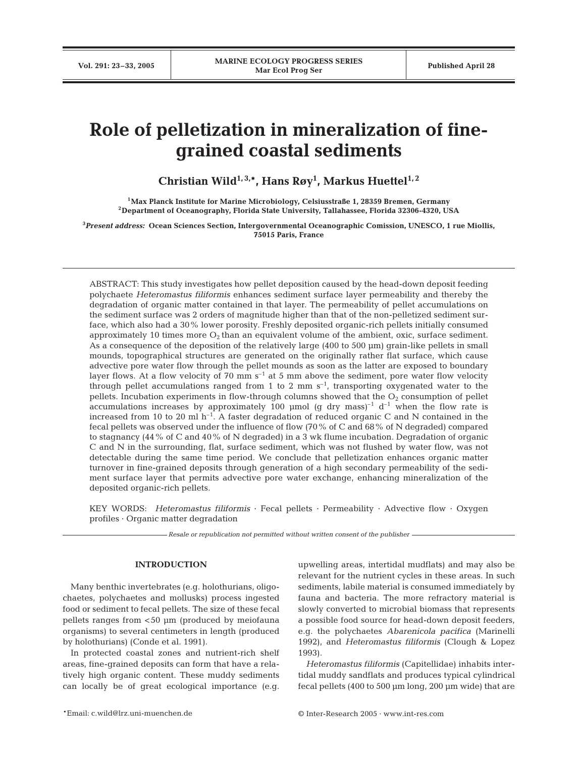# Role of pelletization in mineralization of fine-grained coastal sediments

**Christian Wild[1,3,*], Hans Røy[1], Markus Huettel[1,2]**

[1]Max Planck Institute for Marine Microbiology, Celsiusstraße 1, 28359 Bremen, Germany
[2]Department of Oceanography, Florida State University, Tallahassee, Florida 32306-4320, USA

[3]*Present address:* Ocean Sciences Section, Intergovernmental Oceanographic Comission, UNESCO, 1 rue Miollis, 75015 Paris, France

ABSTRACT: This study investigates how pellet deposition caused by the head-down deposit feeding polychaete *Heteromastus filiformis* enhances sediment surface layer permeability and thereby the degradation of organic matter contained in that layer. The permeability of pellet accumulations on the sediment surface was 2 orders of magnitude higher than that of the non-pelletized sediment surface, which also had a 30% lower porosity. Freshly deposited organic-rich pellets initially consumed approximately 10 times more $O_2$ than an equivalent volume of the ambient, oxic, surface sediment. As a consequence of the deposition of the relatively large (400 to 500 µm) grain-like pellets in small mounds, topographical structures are generated on the originally rather flat surface, which cause advective pore water flow through the pellet mounds as soon as the latter are exposed to boundary layer flows. At a flow velocity of 70 mm $s^{-1}$ at 5 mm above the sediment, pore water flow velocity through pellet accumulations ranged from 1 to 2 mm $s^{-1}$, transporting oxygenated water to the pellets. Incubation experiments in flow-through columns showed that the $O_2$ consumption of pellet accumulations increases by approximately 100 µmol (g dry mass)$^{-1}$ $d^{-1}$ when the flow rate is increased from 10 to 20 ml $h^{-1}$. A faster degradation of reduced organic C and N contained in the fecal pellets was observed under the influence of flow (70% of C and 68% of N degraded) compared to stagnancy (44% of C and 40% of N degraded) in a 3 wk flume incubation. Degradation of organic C and N in the surrounding, flat, surface sediment, which was not flushed by water flow, was not detectable during the same time period. We conclude that pelletization enhances organic matter turnover in fine-grained deposits through generation of a high secondary permeability of the sediment surface layer that permits advective pore water exchange, enhancing mineralization of the deposited organic-rich pellets.

KEY WORDS: *Heteromastus filiformis* · Fecal pellets · Permeability · Advective flow · Oxygen profiles · Organic matter degradation

*Resale or republication not permitted without written consent of the publisher*

## INTRODUCTION

Many benthic invertebrates (e.g. holothurians, oligochaetes, polychaetes and mollusks) process ingested food or sediment to fecal pellets. The size of these fecal pellets ranges from <50 µm (produced by meiofauna organisms) to several centimeters in length (produced by holothurians) (Conde et al. 1991).

In protected coastal zones and nutrient-rich shelf areas, fine-grained deposits can form that have a relatively high organic content. These muddy sediments can locally be of great ecological importance (e.g. upwelling areas, intertidal mudflats) and may also be relevant for the nutrient cycles in these areas. In such sediments, labile material is consumed immediately by fauna and bacteria. The more refractory material is slowly converted to microbial biomass that represents a possible food source for head-down deposit feeders, e.g. the polychaetes *Abarenicola pacifica* (Marinelli 1992), and *Heteromastus filiformis* (Clough & Lopez 1993).

*Heteromastus filiformis* (Capitellidae) inhabits intertidal muddy sandflats and produces typical cylindrical fecal pellets (400 to 500 µm long, 200 µm wide) that are

*Email: c.wild@lrz.uni-muenchen.de

© Inter-Research 2005 · www.int-res.com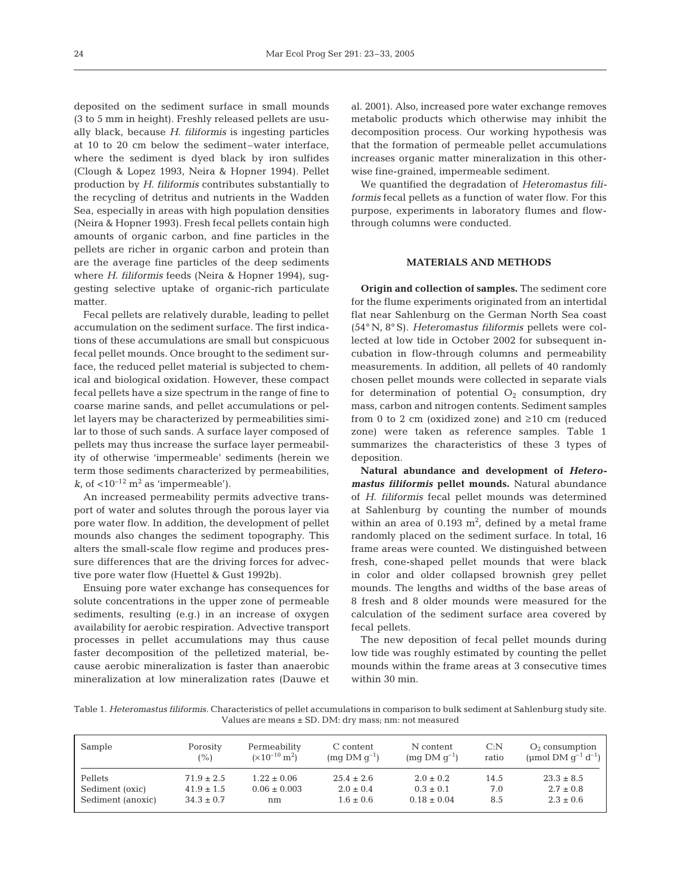deposited on the sediment surface in small mounds (3 to 5 mm in height). Freshly released pellets are usually black, because *H. filiformis* is ingesting particles at 10 to 20 cm below the sediment–water interface, where the sediment is dyed black by iron sulfides (Clough & Lopez 1993, Neira & Hopner 1994). Pellet production by *H. filiformis* contributes substantially to the recycling of detritus and nutrients in the Wadden Sea, especially in areas with high population densities (Neira & Hopner 1993). Fresh fecal pellets contain high amounts of organic carbon, and fine particles in the pellets are richer in organic carbon and protein than are the average fine particles of the deep sediments where *H. filiformis* feeds (Neira & Hopner 1994), suggesting selective uptake of organic-rich particulate matter.

Fecal pellets are relatively durable, leading to pellet accumulation on the sediment surface. The first indications of these accumulations are small but conspicuous fecal pellet mounds. Once brought to the sediment surface, the reduced pellet material is subjected to chemical and biological oxidation. However, these compact fecal pellets have a size spectrum in the range of fine to coarse marine sands, and pellet accumulations or pellet layers may be characterized by permeabilities similar to those of such sands. A surface layer composed of pellets may thus increase the surface layer permeability of otherwise 'impermeable' sediments (herein we term those sediments characterized by permeabilities, $k$, of $<10^{-12}$ m$^2$ as 'impermeable').

An increased permeability permits advective transport of water and solutes through the porous layer via pore water flow. In addition, the development of pellet mounds also changes the sediment topography. This alters the small-scale flow regime and produces pressure differences that are the driving forces for advective pore water flow (Huettel & Gust 1992b).

Ensuing pore water exchange has consequences for solute concentrations in the upper zone of permeable sediments, resulting (e.g.) in an increase of oxygen availability for aerobic respiration. Advective transport processes in pellet accumulations may thus cause faster decomposition of the pelletized material, because aerobic mineralization is faster than anaerobic mineralization at low mineralization rates (Dauwe et al. 2001). Also, increased pore water exchange removes metabolic products which otherwise may inhibit the decomposition process. Our working hypothesis was that the formation of permeable pellet accumulations increases organic matter mineralization in this otherwise fine-grained, impermeable sediment.

We quantified the degradation of *Heteromastus filiformis* fecal pellets as a function of water flow. For this purpose, experiments in laboratory flumes and flow-through columns were conducted.

## MATERIALS AND METHODS

**Origin and collection of samples.** The sediment core for the flume experiments originated from an intertidal flat near Sahlenburg on the German North Sea coast (54° N, 8° S). *Heteromastus filiformis* pellets were collected at low tide in October 2002 for subsequent incubation in flow-through columns and permeability measurements. In addition, all pellets of 40 randomly chosen pellet mounds were collected in separate vials for determination of potential $O_2$ consumption, dry mass, carbon and nitrogen contents. Sediment samples from 0 to 2 cm (oxidized zone) and ≥10 cm (reduced zone) were taken as reference samples. Table 1 summarizes the characteristics of these 3 types of deposition.

**Natural abundance and development of *Heteromastus filiformis* pellet mounds.** Natural abundance of *H. filiformis* fecal pellet mounds was determined at Sahlenburg by counting the number of mounds within an area of 0.193 m$^2$, defined by a metal frame randomly placed on the sediment surface. In total, 16 frame areas were counted. We distinguished between fresh, cone-shaped pellet mounds that were black in color and older collapsed brownish grey pellet mounds. The lengths and widths of the base areas of 8 fresh and 8 older mounds were measured for the calculation of the sediment surface area covered by fecal pellets.

The new deposition of fecal pellet mounds during low tide was roughly estimated by counting the pellet mounds within the frame areas at 3 consecutive times within 30 min.

Table 1. *Heteromastus filiformis*. Characteristics of pellet accumulations in comparison to bulk sediment at Sahlenburg study site. Values are means ± SD. DM: dry mass; nm: not measured

| Sample | Porosity (%) | Permeability ($\times 10^{-10}$ m$^2$) | C content (mg DM g$^{-1}$) | N content (mg DM g$^{-1}$) | C:N ratio | $O_2$ consumption (µmol DM g$^{-1}$ d$^{-1}$) |
|---|---|---|---|---|---|---|
| Pellets | 71.9 ± 2.5 | 1.22 ± 0.06 | 25.4 ± 2.6 | 2.0 ± 0.2 | 14.5 | 23.3 ± 8.5 |
| Sediment (oxic) | 41.9 ± 1.5 | 0.06 ± 0.003 | 2.0 ± 0.4 | 0.3 ± 0.1 | 7.0 | 2.7 ± 0.8 |
| Sediment (anoxic) | 34.3 ± 0.7 | nm | 1.6 ± 0.6 | 0.18 ± 0.04 | 8.5 | 2.3 ± 0.6 |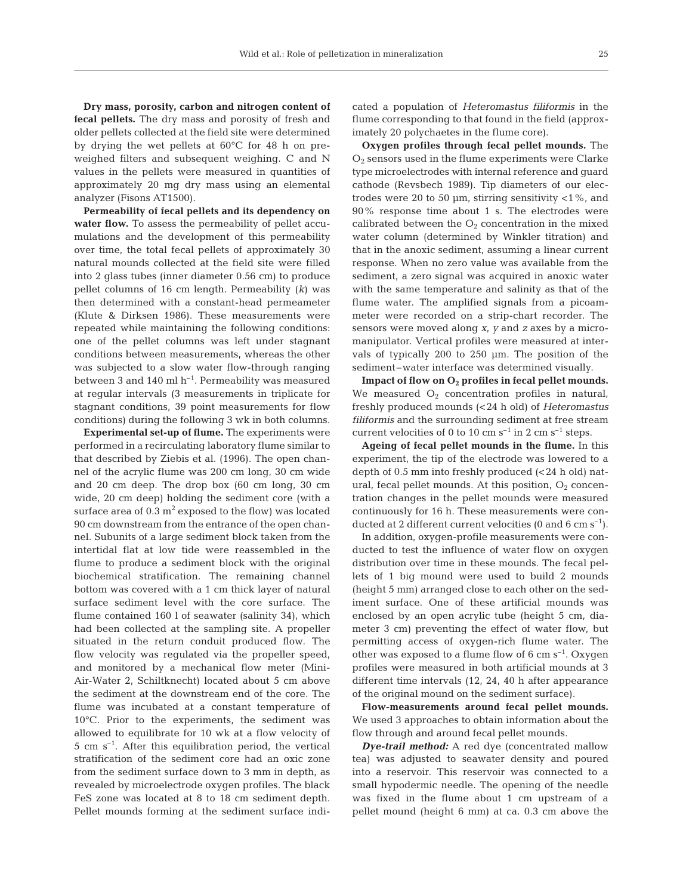**Dry mass, porosity, carbon and nitrogen content of fecal pellets.** The dry mass and porosity of fresh and older pellets collected at the field site were determined by drying the wet pellets at 60°C for 48 h on preweighed filters and subsequent weighing. C and N values in the pellets were measured in quantities of approximately 20 mg dry mass using an elemental analyzer (Fisons AT1500).

**Permeability of fecal pellets and its dependency on water flow.** To assess the permeability of pellet accumulations and the development of this permeability over time, the total fecal pellets of approximately 30 natural mounds collected at the field site were filled into 2 glass tubes (inner diameter 0.56 cm) to produce pellet columns of 16 cm length. Permeability ($k$) was then determined with a constant-head permeameter (Klute & Dirksen 1986). These measurements were repeated while maintaining the following conditions: one of the pellet columns was left under stagnant conditions between measurements, whereas the other was subjected to a slow water flow-through ranging between 3 and 140 ml $h^{-1}$. Permeability was measured at regular intervals (3 measurements in triplicate for stagnant conditions, 39 point measurements for flow conditions) during the following 3 wk in both columns.

**Experimental set-up of flume.** The experiments were performed in a recirculating laboratory flume similar to that described by Ziebis et al. (1996). The open channel of the acrylic flume was 200 cm long, 30 cm wide and 20 cm deep. The drop box (60 cm long, 30 cm wide, 20 cm deep) holding the sediment core (with a surface area of 0.3 $m^2$ exposed to the flow) was located 90 cm downstream from the entrance of the open channel. Subunits of a large sediment block taken from the intertidal flat at low tide were reassembled in the flume to produce a sediment block with the original biochemical stratification. The remaining channel bottom was covered with a 1 cm thick layer of natural surface sediment level with the core surface. The flume contained 160 l of seawater (salinity 34), which had been collected at the sampling site. A propeller situated in the return conduit produced flow. The flow velocity was regulated via the propeller speed, and monitored by a mechanical flow meter (Mini-Air-Water 2, Schiltknecht) located about 5 cm above the sediment at the downstream end of the core. The flume was incubated at a constant temperature of 10°C. Prior to the experiments, the sediment was allowed to equilibrate for 10 wk at a flow velocity of 5 cm $s^{-1}$. After this equilibration period, the vertical stratification of the sediment core had an oxic zone from the sediment surface down to 3 mm in depth, as revealed by microelectrode oxygen profiles. The black FeS zone was located at 8 to 18 cm sediment depth. Pellet mounds forming at the sediment surface indicated a population of *Heteromastus filiformis* in the flume corresponding to that found in the field (approximately 20 polychaetes in the flume core).

**Oxygen profiles through fecal pellet mounds.** The $O_2$ sensors used in the flume experiments were Clarke type microelectrodes with internal reference and guard cathode (Revsbech 1989). Tip diameters of our electrodes were 20 to 50 µm, stirring sensitivity <1%, and 90% response time about 1 s. The electrodes were calibrated between the $O_2$ concentration in the mixed water column (determined by Winkler titration) and that in the anoxic sediment, assuming a linear current response. When no zero value was available from the sediment, a zero signal was acquired in anoxic water with the same temperature and salinity as that of the flume water. The amplified signals from a picoammeter were recorded on a strip-chart recorder. The sensors were moved along $x$, $y$ and $z$ axes by a micromanipulator. Vertical profiles were measured at intervals of typically 200 to 250 µm. The position of the sediment–water interface was determined visually.

**Impact of flow on $O_2$ profiles in fecal pellet mounds.** We measured $O_2$ concentration profiles in natural, freshly produced mounds (<24 h old) of *Heteromastus filiformis* and the surrounding sediment at free stream current velocities of 0 to 10 cm $s^{-1}$ in 2 cm $s^{-1}$ steps.

**Ageing of fecal pellet mounds in the flume.** In this experiment, the tip of the electrode was lowered to a depth of 0.5 mm into freshly produced (<24 h old) natural, fecal pellet mounds. At this position, $O_2$ concentration changes in the pellet mounds were measured continuously for 16 h. These measurements were conducted at 2 different current velocities (0 and 6 cm $s^{-1}$).

In addition, oxygen-profile measurements were conducted to test the influence of water flow on oxygen distribution over time in these mounds. The fecal pellets of 1 big mound were used to build 2 mounds (height 5 mm) arranged close to each other on the sediment surface. One of these artificial mounds was enclosed by an open acrylic tube (height 5 cm, diameter 3 cm) preventing the effect of water flow, but permitting access of oxygen-rich flume water. The other was exposed to a flume flow of 6 cm $s^{-1}$. Oxygen profiles were measured in both artificial mounds at 3 different time intervals (12, 24, 40 h after appearance of the original mound on the sediment surface).

**Flow-measurements around fecal pellet mounds.** We used 3 approaches to obtain information about the flow through and around fecal pellet mounds.

***Dye-trail method:*** A red dye (concentrated mallow tea) was adjusted to seawater density and poured into a reservoir. This reservoir was connected to a small hypodermic needle. The opening of the needle was fixed in the flume about 1 cm upstream of a pellet mound (height 6 mm) at ca. 0.3 cm above the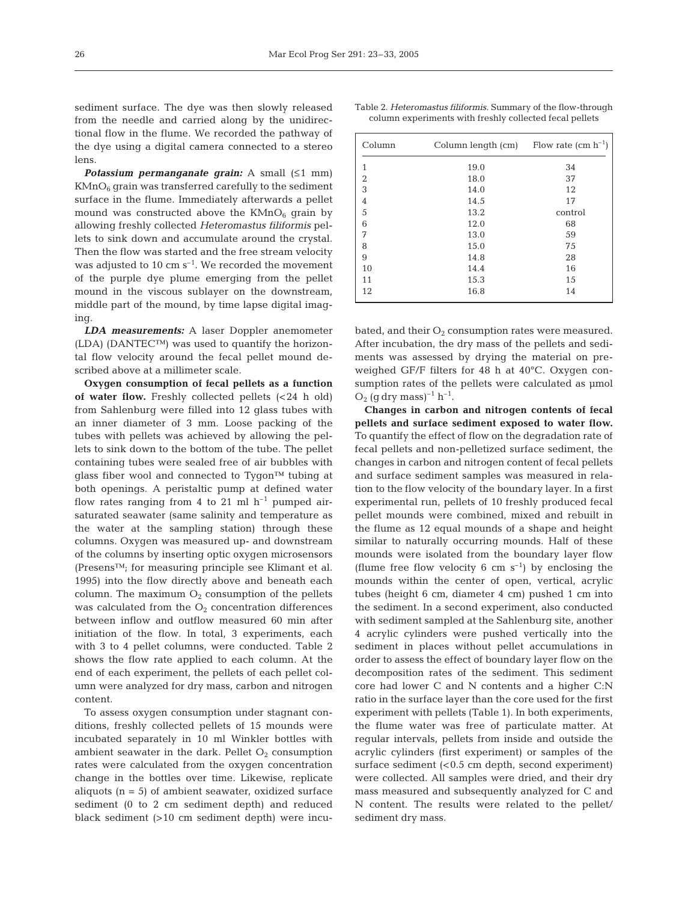sediment surface. The dye was then slowly released from the needle and carried along by the unidirectional flow in the flume. We recorded the pathway of the dye using a digital camera connected to a stereo lens.

***Potassium permanganate grain:*** A small (≤1 mm) $KMnO_6$ grain was transferred carefully to the sediment surface in the flume. Immediately afterwards a pellet mound was constructed above the $KMnO_6$ grain by allowing freshly collected *Heteromastus filiformis* pellets to sink down and accumulate around the crystal. Then the flow was started and the free stream velocity was adjusted to 10 cm $s^{-1}$. We recorded the movement of the purple dye plume emerging from the pellet mound in the viscous sublayer on the downstream, middle part of the mound, by time lapse digital imaging.

***LDA measurements:*** A laser Doppler anemometer (LDA) (DANTEC™) was used to quantify the horizontal flow velocity around the fecal pellet mound described above at a millimeter scale.

**Oxygen consumption of fecal pellets as a function of water flow.** Freshly collected pellets (<24 h old) from Sahlenburg were filled into 12 glass tubes with an inner diameter of 3 mm. Loose packing of the tubes with pellets was achieved by allowing the pellets to sink down to the bottom of the tube. The pellet containing tubes were sealed free of air bubbles with glass fiber wool and connected to Tygon™ tubing at both openings. A peristaltic pump at defined water flow rates ranging from 4 to 21 ml $h^{-1}$ pumped air-saturated seawater (same salinity and temperature as the water at the sampling station) through these columns. Oxygen was measured up- and downstream of the columns by inserting optic oxygen microsensors (Presens™; for measuring principle see Klimant et al. 1995) into the flow directly above and beneath each column. The maximum $O_2$ consumption of the pellets was calculated from the $O_2$ concentration differences between inflow and outflow measured 60 min after initiation of the flow. In total, 3 experiments, each with 3 to 4 pellet columns, were conducted. Table 2 shows the flow rate applied to each column. At the end of each experiment, the pellets of each pellet column were analyzed for dry mass, carbon and nitrogen content.

To assess oxygen consumption under stagnant conditions, freshly collected pellets of 15 mounds were incubated separately in 10 ml Winkler bottles with ambient seawater in the dark. Pellet $O_2$ consumption rates were calculated from the oxygen concentration change in the bottles over time. Likewise, replicate aliquots (n = 5) of ambient seawater, oxidized surface sediment (0 to 2 cm sediment depth) and reduced black sediment (>10 cm sediment depth) were incubated, and their $O_2$ consumption rates were measured. After incubation, the dry mass of the pellets and sediments was assessed by drying the material on preweighed GF/F filters for 48 h at 40°C. Oxygen consumption rates of the pellets were calculated as µmol $O_2$ (g dry mass)$^{-1}$ $h^{-1}$.

Table 2. *Heteromastus filiformis*. Summary of the flow-through column experiments with freshly collected fecal pellets

| Column | Column length (cm) | Flow rate (cm $h^{-1}$) |
|---|---|---|
| 1 | 19.0 | 34 |
| 2 | 18.0 | 37 |
| 3 | 14.0 | 12 |
| 4 | 14.5 | 17 |
| 5 | 13.2 | control |
| 6 | 12.0 | 68 |
| 7 | 13.0 | 59 |
| 8 | 15.0 | 75 |
| 9 | 14.8 | 28 |
| 10 | 14.4 | 16 |
| 11 | 15.3 | 15 |
| 12 | 16.8 | 14 |

**Changes in carbon and nitrogen contents of fecal pellets and surface sediment exposed to water flow.** To quantify the effect of flow on the degradation rate of fecal pellets and non-pelletized surface sediment, the changes in carbon and nitrogen content of fecal pellets and surface sediment samples was measured in relation to the flow velocity of the boundary layer. In a first experimental run, pellets of 10 freshly produced fecal pellet mounds were combined, mixed and rebuilt in the flume as 12 equal mounds of a shape and height similar to naturally occurring mounds. Half of these mounds were isolated from the boundary layer flow (flume free flow velocity 6 cm $s^{-1}$) by enclosing the mounds within the center of open, vertical, acrylic tubes (height 6 cm, diameter 4 cm) pushed 1 cm into the sediment. In a second experiment, also conducted with sediment sampled at the Sahlenburg site, another 4 acrylic cylinders were pushed vertically into the sediment in places without pellet accumulations in order to assess the effect of boundary layer flow on the decomposition rates of the sediment. This sediment core had lower C and N contents and a higher C:N ratio in the surface layer than the core used for the first experiment with pellets (Table 1). In both experiments, the flume water was free of particulate matter. At regular intervals, pellets from inside and outside the acrylic cylinders (first experiment) or samples of the surface sediment (<0.5 cm depth, second experiment) were collected. All samples were dried, and their dry mass measured and subsequently analyzed for C and N content. The results were related to the pellet/sediment dry mass.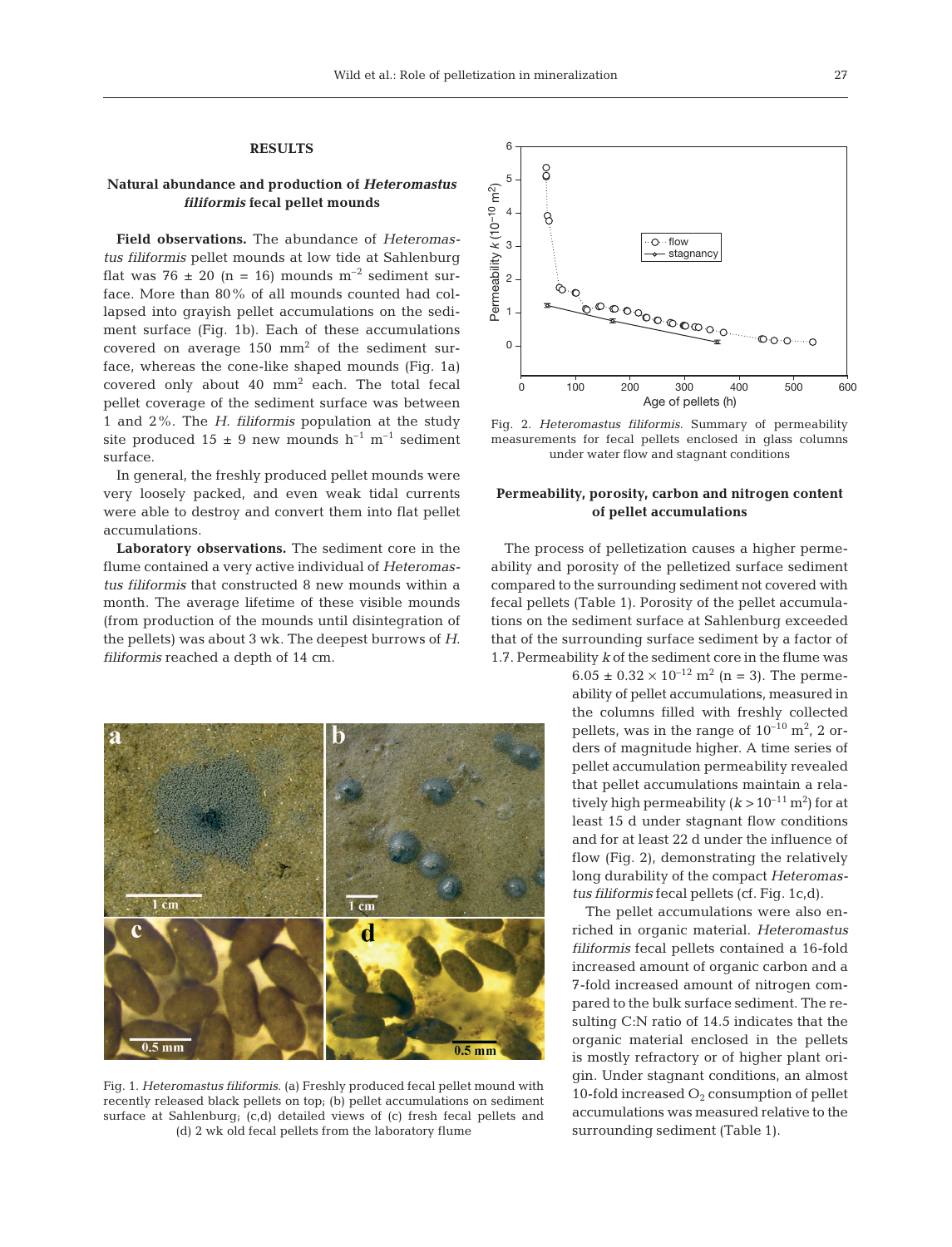## RESULTS

### Natural abundance and production of *Heteromastus filiformis* fecal pellet mounds

**Field observations.** The abundance of *Heteromastus filiformis* pellet mounds at low tide at Sahlenburg flat was 76 ± 20 (n = 16) mounds $m^{-2}$ sediment surface. More than 80% of all mounds counted had collapsed into grayish pellet accumulations on the sediment surface (Fig. 1b). Each of these accumulations covered on average 150 $mm^2$ of the sediment surface, whereas the cone-like shaped mounds (Fig. 1a) covered only about 40 $mm^2$ each. The total fecal pellet coverage of the sediment surface was between 1 and 2%. The *H. filiformis* population at the study site produced 15 ± 9 new mounds $h^{-1}$ $m^{-1}$ sediment surface.

In general, the freshly produced pellet mounds were very loosely packed, and even weak tidal currents were able to destroy and convert them into flat pellet accumulations.

**Laboratory observations.** The sediment core in the flume contained a very active individual of *Heteromastus filiformis* that constructed 8 new mounds within a month. The average lifetime of these visible mounds (from production of the mounds until disintegration of the pellets) was about 3 wk. The deepest burrows of *H. filiformis* reached a depth of 14 cm.

Fig. 1. *Heteromastus filiformis.* (a) Freshly produced fecal pellet mound with recently released black pellets on top; (b) pellet accumulations on sediment surface at Sahlenburg; (c,d) detailed views of (c) fresh fecal pellets and (d) 2 wk old fecal pellets from the laboratory flume

Fig. 2. *Heteromastus filiformis.* Summary of permeability measurements for fecal pellets enclosed in glass columns under water flow and stagnant conditions

### Permeability, porosity, carbon and nitrogen content of pellet accumulations

The process of pelletization causes a higher permeability and porosity of the pelletized surface sediment compared to the surrounding sediment not covered with fecal pellets (Table 1). Porosity of the pellet accumulations on the sediment surface at Sahlenburg exceeded that of the surrounding surface sediment by a factor of 1.7. Permeability *k* of the sediment core in the flume was $6.05 \pm 0.32 \times 10^{-12}$ $m^2$ (n = 3). The permeability of pellet accumulations, measured in the columns filled with freshly collected pellets, was in the range of $10^{-10}$ $m^2$, 2 orders of magnitude higher. A time series of pellet accumulation permeability revealed that pellet accumulations maintain a relatively high permeability ($k > 10^{-11}$ $m^2$) for at least 15 d under stagnant flow conditions and for at least 22 d under the influence of flow (Fig. 2), demonstrating the relatively long durability of the compact *Heteromastus filiformis* fecal pellets (cf. Fig. 1c,d).

The pellet accumulations were also enriched in organic material. *Heteromastus filiformis* fecal pellets contained a 16-fold increased amount of organic carbon and a 7-fold increased amount of nitrogen compared to the bulk surface sediment. The resulting C:N ratio of 14.5 indicates that the organic material enclosed in the pellets is mostly refractory or of higher plant origin. Under stagnant conditions, an almost 10-fold increased $O_2$ consumption of pellet accumulations was measured relative to the surrounding sediment (Table 1).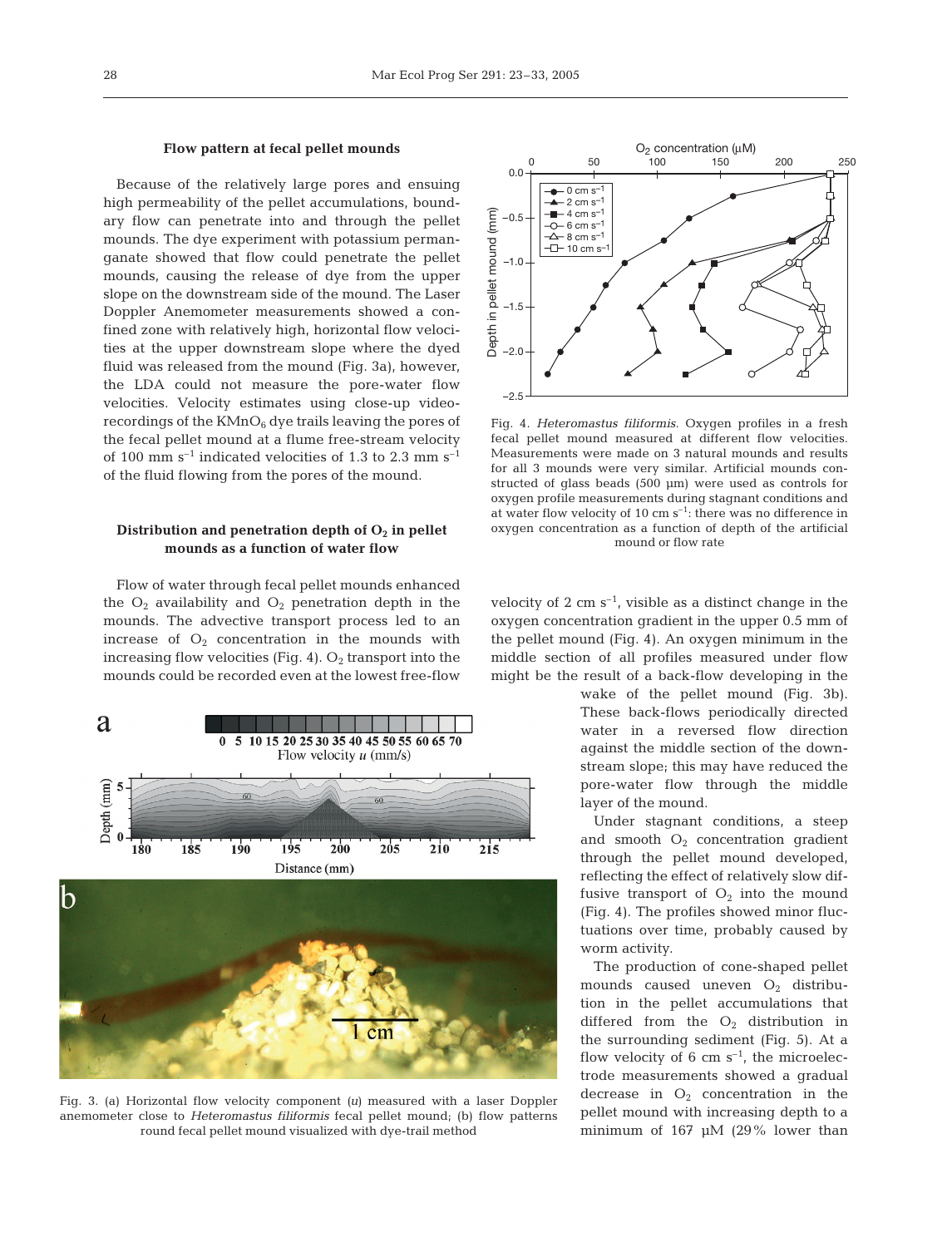### Flow pattern at fecal pellet mounds

Because of the relatively large pores and ensuing high permeability of the pellet accumulations, boundary flow can penetrate into and through the pellet mounds. The dye experiment with potassium permanganate showed that flow could penetrate the pellet mounds, causing the release of dye from the upper slope on the downstream side of the mound. The Laser Doppler Anemometer measurements showed a confined zone with relatively high, horizontal flow velocities at the upper downstream slope where the dyed fluid was released from the mound (Fig. 3a), however, the LDA could not measure the pore-water flow velocities. Velocity estimates using close-up video-recordings of the $KMnO_6$ dye trails leaving the pores of the fecal pellet mound at a flume free-stream velocity of 100 mm $s^{-1}$ indicated velocities of 1.3 to 2.3 mm $s^{-1}$ of the fluid flowing from the pores of the mound.

### Distribution and penetration depth of $O_2$ in pellet mounds as a function of water flow

Flow of water through fecal pellet mounds enhanced the $O_2$ availability and $O_2$ penetration depth in the mounds. The advective transport process led to an increase of $O_2$ concentration in the mounds with increasing flow velocities (Fig. 4). $O_2$ transport into the mounds could be recorded even at the lowest free-flow velocity of 2 cm $s^{-1}$, visible as a distinct change in the oxygen concentration gradient in the upper 0.5 mm of the pellet mound (Fig. 4). An oxygen minimum in the middle section of all profiles measured under flow might be the result of a back-flow developing in the wake of the pellet mound (Fig. 3b). These back-flows periodically directed water in a reversed flow direction against the middle section of the downstream slope; this may have reduced the pore-water flow through the middle layer of the mound.

Fig. 4. *Heteromastus filiformis*. Oxygen profiles in a fresh fecal pellet mound measured at different flow velocities. Measurements were made on 3 natural mounds and results for all 3 mounds were very similar. Artificial mounds constructed of glass beads (500 µm) were used as controls for oxygen profile measurements during stagnant conditions and at water flow velocity of 10 cm $s^{-1}$: there was no difference in oxygen concentration as a function of depth of the artificial mound or flow rate

Fig. 3. (a) Horizontal flow velocity component ($u$) measured with a laser Doppler anemometer close to *Heteromastus filiformis* fecal pellet mound; (b) flow patterns round fecal pellet mound visualized with dye-trail method

Under stagnant conditions, a steep and smooth $O_2$ concentration gradient through the pellet mound developed, reflecting the effect of relatively slow diffusive transport of $O_2$ into the mound (Fig. 4). The profiles showed minor fluctuations over time, probably caused by worm activity.

The production of cone-shaped pellet mounds caused uneven $O_2$ distribution in the pellet accumulations that differed from the $O_2$ distribution in the surrounding sediment (Fig. 5). At a flow velocity of 6 cm $s^{-1}$, the microelectrode measurements showed a gradual decrease in $O_2$ concentration in the pellet mound with increasing depth to a minimum of 167 µM (29% lower than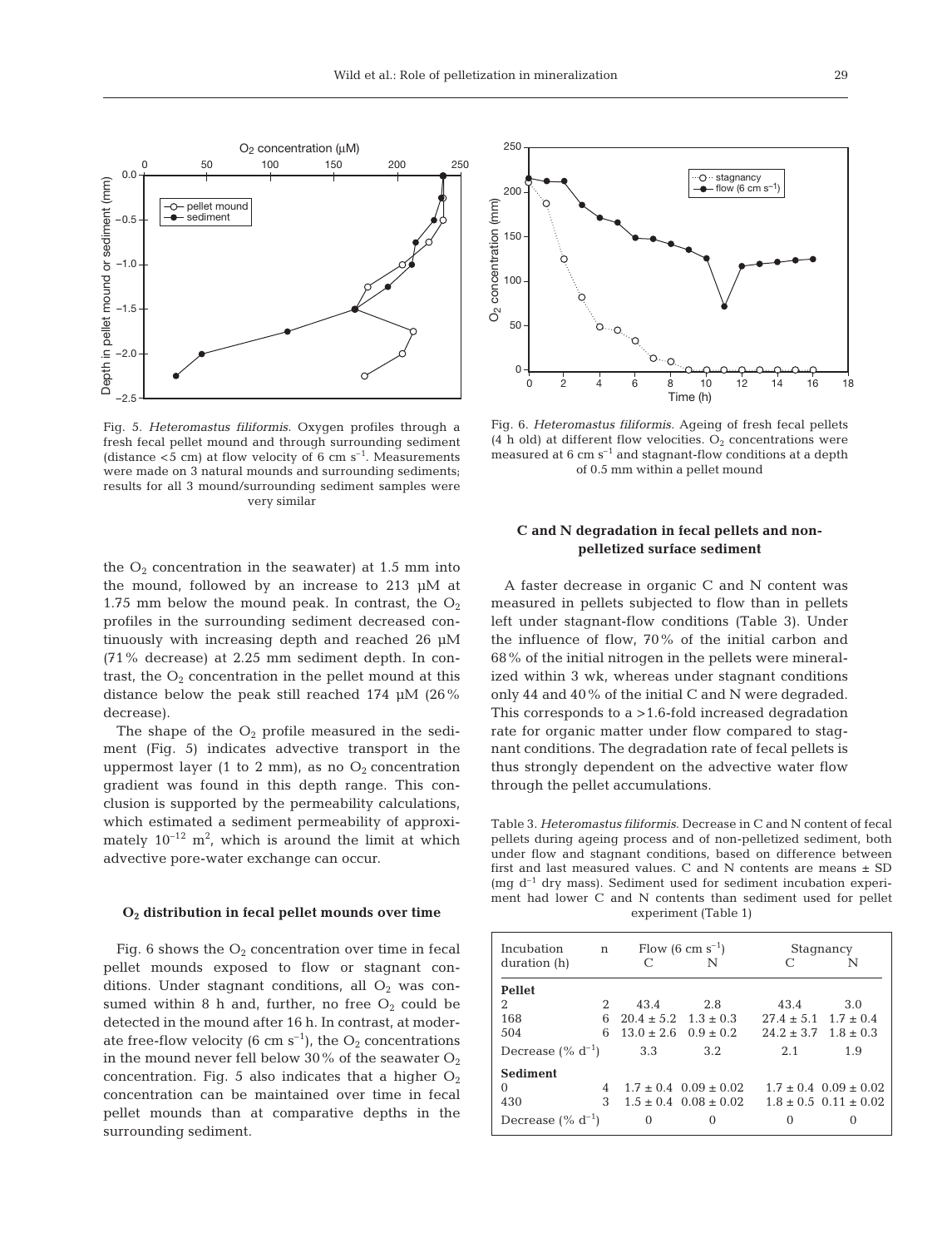Fig. 5. *Heteromastus filiformis*. Oxygen profiles through a fresh fecal pellet mound and through surrounding sediment (distance <5 cm) at flow velocity of 6 cm $s^{-1}$. Measurements were made on 3 natural mounds and surrounding sediments; results for all 3 mound/surrounding sediment samples were very similar

Fig. 6. *Heteromastus filiformis*. Ageing of fresh fecal pellets (4 h old) at different flow velocities. $O_2$ concentrations were measured at 6 cm $s^{-1}$ and stagnant-flow conditions at a depth of 0.5 mm within a pellet mound

the $O_2$ concentration in the seawater) at 1.5 mm into the mound, followed by an increase to 213 µM at 1.75 mm below the mound peak. In contrast, the $O_2$ profiles in the surrounding sediment decreased continuously with increasing depth and reached 26 µM (71% decrease) at 2.25 mm sediment depth. In contrast, the $O_2$ concentration in the pellet mound at this distance below the peak still reached 174 µM (26% decrease).

The shape of the $O_2$ profile measured in the sediment (Fig. 5) indicates advective transport in the uppermost layer (1 to 2 mm), as no $O_2$ concentration gradient was found in this depth range. This conclusion is supported by the permeability calculations, which estimated a sediment permeability of approximately $10^{-12}$ $m^2$, which is around the limit at which advective pore-water exchange can occur.

### $O_2$ distribution in fecal pellet mounds over time

Fig. 6 shows the $O_2$ concentration over time in fecal pellet mounds exposed to flow or stagnant conditions. Under stagnant conditions, all $O_2$ was consumed within 8 h and, further, no free $O_2$ could be detected in the mound after 16 h. In contrast, at moderate free-flow velocity (6 cm $s^{-1}$), the $O_2$ concentrations in the mound never fell below 30% of the seawater $O_2$ concentration. Fig. 5 also indicates that a higher $O_2$ concentration can be maintained over time in fecal pellet mounds than at comparative depths in the surrounding sediment.

### C and N degradation in fecal pellets and non-pelletized surface sediment

A faster decrease in organic C and N content was measured in pellets subjected to flow than in pellets left under stagnant-flow conditions (Table 3). Under the influence of flow, 70% of the initial carbon and 68% of the initial nitrogen in the pellets were mineralized within 3 wk, whereas under stagnant conditions only 44 and 40% of the initial C and N were degraded. This corresponds to a >1.6-fold increased degradation rate for organic matter under flow compared to stagnant conditions. The degradation rate of fecal pellets is thus strongly dependent on the advective water flow through the pellet accumulations.

Table 3. *Heteromastus filiformis*. Decrease in C and N content of fecal pellets during ageing process and of non-pelletized sediment, both under flow and stagnant conditions, based on difference between first and last measured values. C and N contents are means ± SD (mg $d^{-1}$ dry mass). Sediment used for sediment incubation experiment had lower C and N contents than sediment used for pellet experiment (Table 1)

| Incubation duration (h) | n | Flow (6 cm $s^{-1}$) | | Stagnancy | |
|---|---|---|---|---|---|
| | | C | N | C | N |
| **Pellet** | | | | | |
| 2 | 2 | 43.4 | 2.8 | 43.4 | 3.0 |
| 168 | 6 | 20.4 ± 5.2 | 1.3 ± 0.3 | 27.4 ± 5.1 | 1.7 ± 0.4 |
| 504 | 6 | 13.0 ± 2.6 | 0.9 ± 0.2 | 24.2 ± 3.7 | 1.8 ± 0.3 |
| Decrease (% $d^{-1}$) | | 3.3 | 3.2 | 2.1 | 1.9 |
| **Sediment** | | | | | |
| 0 | 4 | 1.7 ± 0.4 | 0.09 ± 0.02 | 1.7 ± 0.4 | 0.09 ± 0.02 |
| 430 | 3 | 1.5 ± 0.4 | 0.08 ± 0.02 | 1.8 ± 0.5 | 0.11 ± 0.02 |
| Decrease (% $d^{-1}$) | | 0 | 0 | 0 | 0 |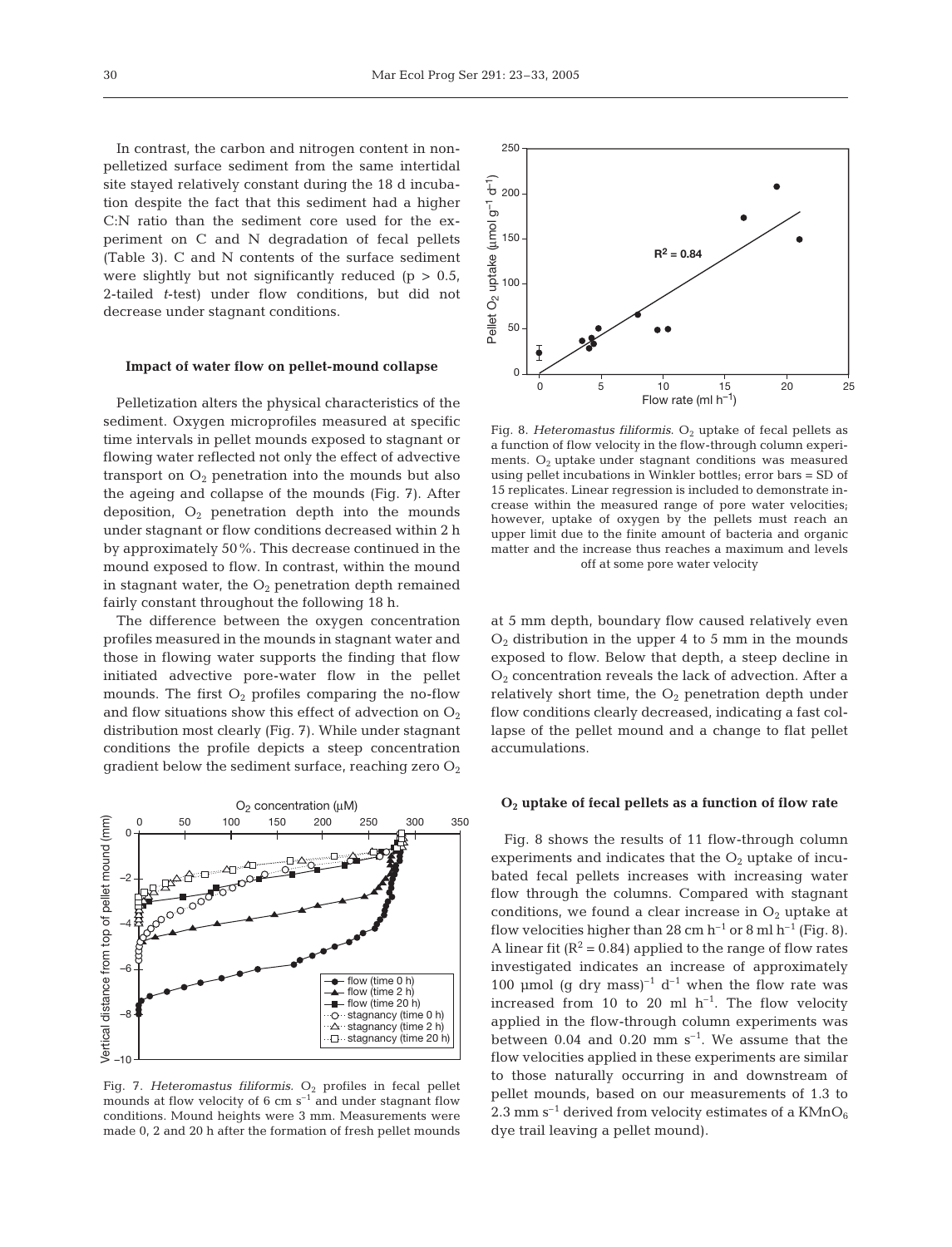In contrast, the carbon and nitrogen content in non-pelletized surface sediment from the same intertidal site stayed relatively constant during the 18 d incubation despite the fact that this sediment had a higher C:N ratio than the sediment core used for the experiment on C and N degradation of fecal pellets (Table 3). C and N contents of the surface sediment were slightly but not significantly reduced ($p > 0.5$, 2-tailed *t*-test) under flow conditions, but did not decrease under stagnant conditions.

### Impact of water flow on pellet-mound collapse

Pelletization alters the physical characteristics of the sediment. Oxygen microprofiles measured at specific time intervals in pellet mounds exposed to stagnant or flowing water reflected not only the effect of advective transport on $O_2$ penetration into the mounds but also the ageing and collapse of the mounds (Fig. 7). After deposition, $O_2$ penetration depth into the mounds under stagnant or flow conditions decreased within 2 h by approximately 50%. This decrease continued in the mound exposed to flow. In contrast, within the mound in stagnant water, the $O_2$ penetration depth remained fairly constant throughout the following 18 h.

The difference between the oxygen concentration profiles measured in the mounds in stagnant water and those in flowing water supports the finding that flow initiated advective pore-water flow in the pellet mounds. The first $O_2$ profiles comparing the no-flow and flow situations show this effect of advection on $O_2$ distribution most clearly (Fig. 7). While under stagnant conditions the profile depicts a steep concentration gradient below the sediment surface, reaching zero $O_2$ at 5 mm depth, boundary flow caused relatively even $O_2$ distribution in the upper 4 to 5 mm in the mounds exposed to flow. Below that depth, a steep decline in $O_2$ concentration reveals the lack of advection. After a relatively short time, the $O_2$ penetration depth under flow conditions clearly decreased, indicating a fast collapse of the pellet mound and a change to flat pellet accumulations.

Fig. 7. *Heteromastus filiformis*. $O_2$ profiles in fecal pellet mounds at flow velocity of 6 cm $s^{-1}$ and under stagnant flow conditions. Mound heights were 3 mm. Measurements were made 0, 2 and 20 h after the formation of fresh pellet mounds

Fig. 8. *Heteromastus filiformis*. $O_2$ uptake of fecal pellets as a function of flow velocity in the flow-through column experiments. $O_2$ uptake under stagnant conditions was measured using pellet incubations in Winkler bottles; error bars = SD of 15 replicates. Linear regression is included to demonstrate increase within the measured range of pore water velocities; however, uptake of oxygen by the pellets must reach an upper limit due to the finite amount of bacteria and organic matter and the increase thus reaches a maximum and levels off at some pore water velocity

### $O_2$ uptake of fecal pellets as a function of flow rate

Fig. 8 shows the results of 11 flow-through column experiments and indicates that the $O_2$ uptake of incubated fecal pellets increases with increasing water flow through the columns. Compared with stagnant conditions, we found a clear increase in $O_2$ uptake at flow velocities higher than 28 cm $h^{-1}$ or 8 ml $h^{-1}$ (Fig. 8). A linear fit ($R^2 = 0.84$) applied to the range of flow rates investigated indicates an increase of approximately 100 µmol (g dry mass)$^{-1}$ $d^{-1}$ when the flow rate was increased from 10 to 20 ml $h^{-1}$. The flow velocity applied in the flow-through column experiments was between 0.04 and 0.20 mm $s^{-1}$. We assume that the flow velocities applied in these experiments are similar to those naturally occurring in and downstream of pellet mounds, based on our measurements of 1.3 to 2.3 mm $s^{-1}$ derived from velocity estimates of a $KMnO_6$ dye trail leaving a pellet mound).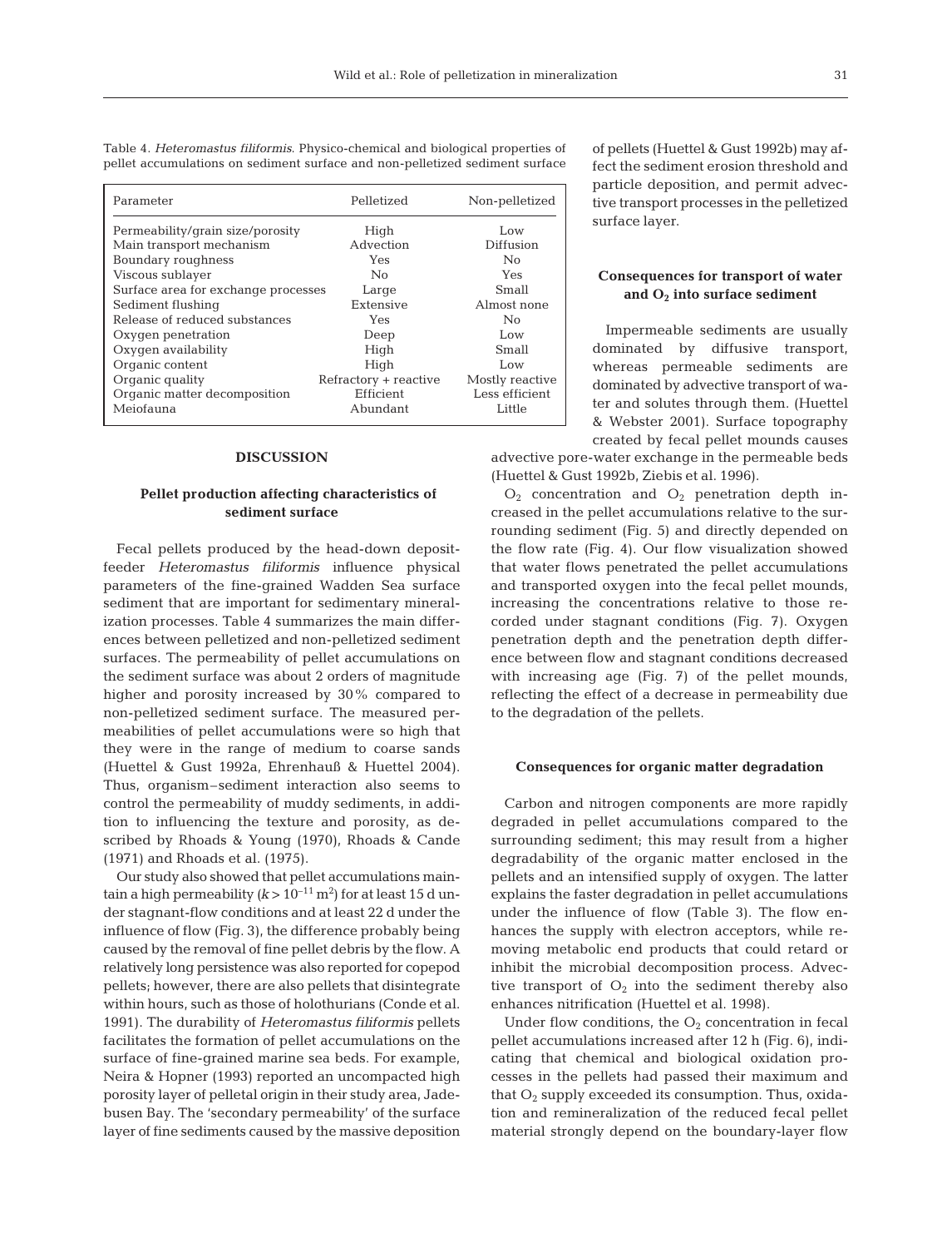Table 4. *Heteromastus filiformis*. Physico-chemical and biological properties of pellet accumulations on sediment surface and non-pelletized sediment surface

| Parameter | Pelletized | Non-pelletized |
|---|---|---|
| Permeability/grain size/porosity | High | Low |
| Main transport mechanism | Advection | Diffusion |
| Boundary roughness | Yes | No |
| Viscous sublayer | No | Yes |
| Surface area for exchange processes | Large | Small |
| Sediment flushing | Extensive | Almost none |
| Release of reduced substances | Yes | No |
| Oxygen penetration | Deep | Low |
| Oxygen availability | High | Small |
| Organic content | High | Low |
| Organic quality | Refractory + reactive | Mostly reactive |
| Organic matter decomposition | Efficient | Less efficient |
| Meiofauna | Abundant | Little |

## DISCUSSION

### Pellet production affecting characteristics of sediment surface

Fecal pellets produced by the head-down deposit-feeder *Heteromastus filiformis* influence physical parameters of the fine-grained Wadden Sea surface sediment that are important for sedimentary mineralization processes. Table 4 summarizes the main differences between pelletized and non-pelletized sediment surfaces. The permeability of pellet accumulations on the sediment surface was about 2 orders of magnitude higher and porosity increased by 30% compared to non-pelletized sediment surface. The measured permeabilities of pellet accumulations were so high that they were in the range of medium to coarse sands (Huettel & Gust 1992a, Ehrenhauß & Huettel 2004). Thus, organism–sediment interaction also seems to control the permeability of muddy sediments, in addition to influencing the texture and porosity, as described by Rhoads & Young (1970), Rhoads & Cande (1971) and Rhoads et al. (1975).

Our study also showed that pellet accumulations maintain a high permeability ($k > 10^{-11}$ m$^2$) for at least 15 d under stagnant-flow conditions and at least 22 d under the influence of flow (Fig. 3), the difference probably being caused by the removal of fine pellet debris by the flow. A relatively long persistence was also reported for copepod pellets; however, there are also pellets that disintegrate within hours, such as those of holothurians (Conde et al. 1991). The durability of *Heteromastus filiformis* pellets facilitates the formation of pellet accumulations on the surface of fine-grained marine sea beds. For example, Neira & Hopner (1993) reported an uncompacted high porosity layer of pelletal origin in their study area, Jadebusen Bay. The 'secondary permeability' of the surface layer of fine sediments caused by the massive deposition of pellets (Huettel & Gust 1992b) may affect the sediment erosion threshold and particle deposition, and permit advective transport processes in the pelletized surface layer.

### Consequences for transport of water and $O_2$ into surface sediment

Impermeable sediments are usually dominated by diffusive transport, whereas permeable sediments are dominated by advective transport of water and solutes through them. (Huettel & Webster 2001). Surface topography created by fecal pellet mounds causes advective pore-water exchange in the permeable beds (Huettel & Gust 1992b, Ziebis et al. 1996).

$O_2$ concentration and $O_2$ penetration depth increased in the pellet accumulations relative to the surrounding sediment (Fig. 5) and directly depended on the flow rate (Fig. 4). Our flow visualization showed that water flows penetrated the pellet accumulations and transported oxygen into the fecal pellet mounds, increasing the concentrations relative to those recorded under stagnant conditions (Fig. 7). Oxygen penetration depth and the penetration depth difference between flow and stagnant conditions decreased with increasing age (Fig. 7) of the pellet mounds, reflecting the effect of a decrease in permeability due to the degradation of the pellets.

### Consequences for organic matter degradation

Carbon and nitrogen components are more rapidly degraded in pellet accumulations compared to the surrounding sediment; this may result from a higher degradability of the organic matter enclosed in the pellets and an intensified supply of oxygen. The latter explains the faster degradation in pellet accumulations under the influence of flow (Table 3). The flow enhances the supply with electron acceptors, while removing metabolic end products that could retard or inhibit the microbial decomposition process. Advective transport of $O_2$ into the sediment thereby also enhances nitrification (Huettel et al. 1998).

Under flow conditions, the $O_2$ concentration in fecal pellet accumulations increased after 12 h (Fig. 6), indicating that chemical and biological oxidation processes in the pellets had passed their maximum and that $O_2$ supply exceeded its consumption. Thus, oxidation and remineralization of the reduced fecal pellet material strongly depend on the boundary-layer flow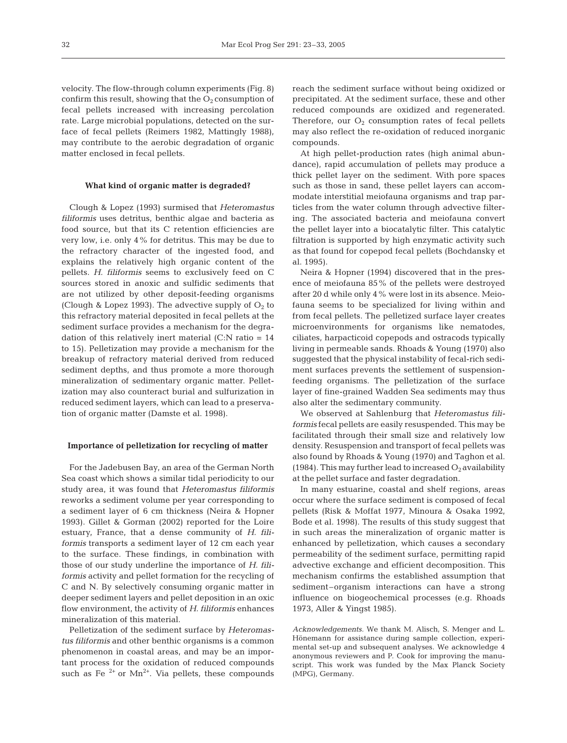velocity. The flow-through column experiments (Fig. 8) confirm this result, showing that the $O_2$ consumption of fecal pellets increased with increasing percolation rate. Large microbial populations, detected on the surface of fecal pellets (Reimers 1982, Mattingly 1988), may contribute to the aerobic degradation of organic matter enclosed in fecal pellets.

### What kind of organic matter is degraded?

Clough & Lopez (1993) surmised that *Heteromastus filiformis* uses detritus, benthic algae and bacteria as food source, but that its C retention efficiencies are very low, i.e. only 4% for detritus. This may be due to the refractory character of the ingested food, and explains the relatively high organic content of the pellets. *H. filiformis* seems to exclusively feed on C sources stored in anoxic and sulfidic sediments that are not utilized by other deposit-feeding organisms (Clough & Lopez 1993). The advective supply of $O_2$ to this refractory material deposited in fecal pellets at the sediment surface provides a mechanism for the degradation of this relatively inert material (C:N ratio = 14 to 15). Pelletization may provide a mechanism for the breakup of refractory material derived from reduced sediment depths, and thus promote a more thorough mineralization of sedimentary organic matter. Pelletization may also counteract burial and sulfurization in reduced sediment layers, which can lead to a preservation of organic matter (Damste et al. 1998).

### Importance of pelletization for recycling of matter

For the Jadebusen Bay, an area of the German North Sea coast which shows a similar tidal periodicity to our study area, it was found that *Heteromastus filiformis* reworks a sediment volume per year corresponding to a sediment layer of 6 cm thickness (Neira & Hopner 1993). Gillet & Gorman (2002) reported for the Loire estuary, France, that a dense community of *H. filiformis* transports a sediment layer of 12 cm each year to the surface. These findings, in combination with those of our study underline the importance of *H. filiformis* activity and pellet formation for the recycling of C and N. By selectively consuming organic matter in deeper sediment layers and pellet deposition in an oxic flow environment, the activity of *H. filiformis* enhances mineralization of this material.

Pelletization of the sediment surface by *Heteromastus filiformis* and other benthic organisms is a common phenomenon in coastal areas, and may be an important process for the oxidation of reduced compounds such as $Fe^{2+}$ or $Mn^{2+}$. Via pellets, these compounds reach the sediment surface without being oxidized or precipitated. At the sediment surface, these and other reduced compounds are oxidized and regenerated. Therefore, our $O_2$ consumption rates of fecal pellets may also reflect the re-oxidation of reduced inorganic compounds.

At high pellet-production rates (high animal abundance), rapid accumulation of pellets may produce a thick pellet layer on the sediment. With pore spaces such as those in sand, these pellet layers can accommodate interstitial meiofauna organisms and trap particles from the water column through advective filtering. The associated bacteria and meiofauna convert the pellet layer into a biocatalytic filter. This catalytic filtration is supported by high enzymatic activity such as that found for copepod fecal pellets (Bochdansky et al. 1995).

Neira & Hopner (1994) discovered that in the presence of meiofauna 85% of the pellets were destroyed after 20 d while only 4% were lost in its absence. Meiofauna seems to be specialized for living within and from fecal pellets. The pelletized surface layer creates microenvironments for organisms like nematodes, ciliates, harpacticoid copepods and ostracods typically living in permeable sands. Rhoads & Young (1970) also suggested that the physical instability of fecal-rich sediment surfaces prevents the settlement of suspension-feeding organisms. The pelletization of the surface layer of fine-grained Wadden Sea sediments may thus also alter the sedimentary community.

We observed at Sahlenburg that *Heteromastus filiformis* fecal pellets are easily resuspended. This may be facilitated through their small size and relatively low density. Resuspension and transport of fecal pellets was also found by Rhoads & Young (1970) and Taghon et al. (1984). This may further lead to increased $O_2$ availability at the pellet surface and faster degradation.

In many estuarine, coastal and shelf regions, areas occur where the surface sediment is composed of fecal pellets (Risk & Moffat 1977, Minoura & Osaka 1992, Bode et al. 1998). The results of this study suggest that in such areas the mineralization of organic matter is enhanced by pelletization, which causes a secondary permeability of the sediment surface, permitting rapid advective exchange and efficient decomposition. This mechanism confirms the established assumption that sediment–organism interactions can have a strong influence on biogeochemical processes (e.g. Rhoads 1973, Aller & Yingst 1985).

*Acknowledgements.* We thank M. Alisch, S. Menger and L. Hönemann for assistance during sample collection, experimental set-up and subsequent analyses. We acknowledge 4 anonymous reviewers and P. Cook for improving the manuscript. This work was funded by the Max Planck Society (MPG), Germany.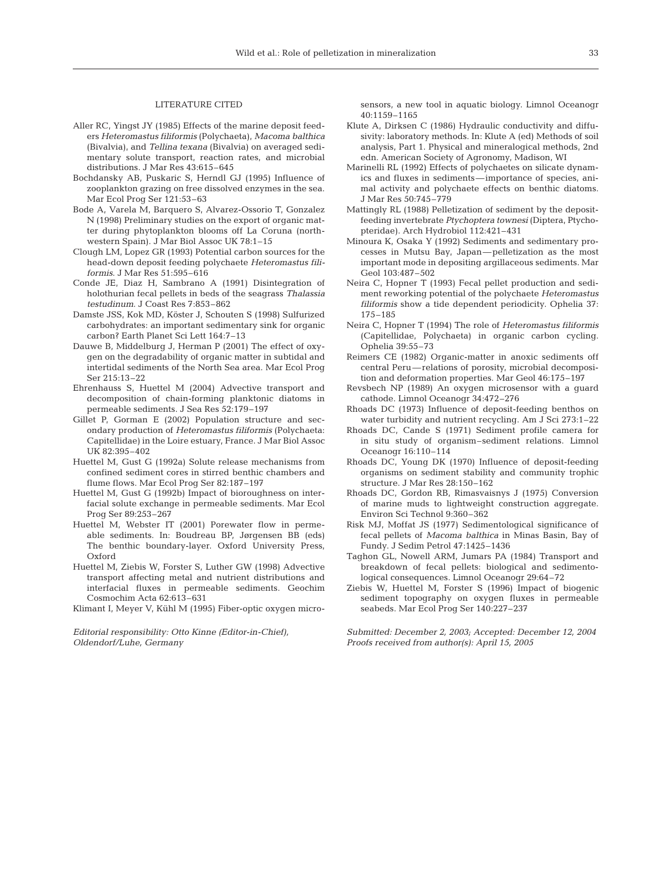## LITERATURE CITED

Aller RC, Yingst JY (1985) Effects of the marine deposit feeders *Heteromastus filiformis* (Polychaeta), *Macoma balthica* (Bivalvia), and *Tellina texana* (Bivalvia) on averaged sedimentary solute transport, reaction rates, and microbial distributions. J Mar Res 43:615–645

Bochdansky AB, Puskaric S, Herndl GJ (1995) Influence of zooplankton grazing on free dissolved enzymes in the sea. Mar Ecol Prog Ser 121:53–63

Bode A, Varela M, Barquero S, Alvarez-Ossorio T, Gonzalez N (1998) Preliminary studies on the export of organic matter during phytoplankton blooms off La Coruna (northwestern Spain). J Mar Biol Assoc UK 78:1–15

Clough LM, Lopez GR (1993) Potential carbon sources for the head-down deposit feeding polychaete *Heteromastus filiformis*. J Mar Res 51:595–616

Conde JE, Diaz H, Sambrano A (1991) Disintegration of holothurian fecal pellets in beds of the seagrass *Thalassia testudinum*. J Coast Res 7:853–862

Damste JSS, Kok MD, Köster J, Schouten S (1998) Sulfurized carbohydrates: an important sedimentary sink for organic carbon? Earth Planet Sci Lett 164:7–13

Dauwe B, Middelburg J, Herman P (2001) The effect of oxygen on the degradability of organic matter in subtidal and intertidal sediments of the North Sea area. Mar Ecol Prog Ser 215:13–22

Ehrenhauss S, Huettel M (2004) Advective transport and decomposition of chain-forming planktonic diatoms in permeable sediments. J Sea Res 52:179–197

Gillet P, Gorman E (2002) Population structure and secondary production of *Heteromastus filiformis* (Polychaeta: Capitellidae) in the Loire estuary, France. J Mar Biol Assoc UK 82:395–402

Huettel M, Gust G (1992a) Solute release mechanisms from confined sediment cores in stirred benthic chambers and flume flows. Mar Ecol Prog Ser 82:187–197

Huettel M, Gust G (1992b) Impact of bioroughness on interfacial solute exchange in permeable sediments. Mar Ecol Prog Ser 89:253–267

Huettel M, Webster IT (2001) Porewater flow in permeable sediments. In: Boudreau BP, Jørgensen BB (eds) The benthic boundary-layer. Oxford University Press, Oxford

Huettel M, Ziebis W, Forster S, Luther GW (1998) Advective transport affecting metal and nutrient distributions and interfacial fluxes in permeable sediments. Geochim Cosmochim Acta 62:613–631

Klimant I, Meyer V, Kühl M (1995) Fiber-optic oxygen microsensors, a new tool in aquatic biology. Limnol Oceanogr 40:1159–1165

Klute A, Dirksen C (1986) Hydraulic conductivity and diffusivity: laboratory methods. In: Klute A (ed) Methods of soil analysis, Part 1. Physical and mineralogical methods, 2nd edn. American Society of Agronomy, Madison, WI

Marinelli RL (1992) Effects of polychaetes on silicate dynamics and fluxes in sediments—importance of species, animal activity and polychaete effects on benthic diatoms. J Mar Res 50:745–779

Mattingly RL (1988) Pelletization of sediment by the deposit-feeding invertebrate *Ptychoptera townesi* (Diptera, Ptychopteridae). Arch Hydrobiol 112:421–431

Minoura K, Osaka Y (1992) Sediments and sedimentary processes in Mutsu Bay, Japan—pelletization as the most important mode in depositing argillaceous sediments. Mar Geol 103:487–502

Neira C, Hopner T (1993) Fecal pellet production and sediment reworking potential of the polychaete *Heteromastus filiformis* show a tide dependent periodicity. Ophelia 37: 175–185

Neira C, Hopner T (1994) The role of *Heteromastus filiformis* (Capitellidae, Polychaeta) in organic carbon cycling. Ophelia 39:55–73

Reimers CE (1982) Organic-matter in anoxic sediments off central Peru—relations of porosity, microbial decomposition and deformation properties. Mar Geol 46:175–197

Revsbech NP (1989) An oxygen microsensor with a guard cathode. Limnol Oceanogr 34:472–276

Rhoads DC (1973) Influence of deposit-feeding benthos on water turbidity and nutrient recycling. Am J Sci 273:1–22

Rhoads DC, Cande S (1971) Sediment profile camera for in situ study of organism–sediment relations. Limnol Oceanogr 16:110–114

Rhoads DC, Young DK (1970) Influence of deposit-feeding organisms on sediment stability and community trophic structure. J Mar Res 28:150–162

Rhoads DC, Gordon RB, Rimasvaisnys J (1975) Conversion of marine muds to lightweight construction aggregate. Environ Sci Technol 9:360–362

Risk MJ, Moffat JS (1977) Sedimentological significance of fecal pellets of *Macoma balthica* in Minas Basin, Bay of Fundy. J Sedim Petrol 47:1425–1436

Taghon GL, Nowell ARM, Jumars PA (1984) Transport and breakdown of fecal pellets: biological and sedimentological consequences. Limnol Oceanogr 29:64–72

Ziebis W, Huettel M, Forster S (1996) Impact of biogenic sediment topography on oxygen fluxes in permeable seabeds. Mar Ecol Prog Ser 140:227–237

*Editorial responsibility: Otto Kinne (Editor-in-Chief), Oldendorf/Luhe, Germany*

*Submitted: December 2, 2003; Accepted: December 12, 2004*
*Proofs received from author(s): April 15, 2005*